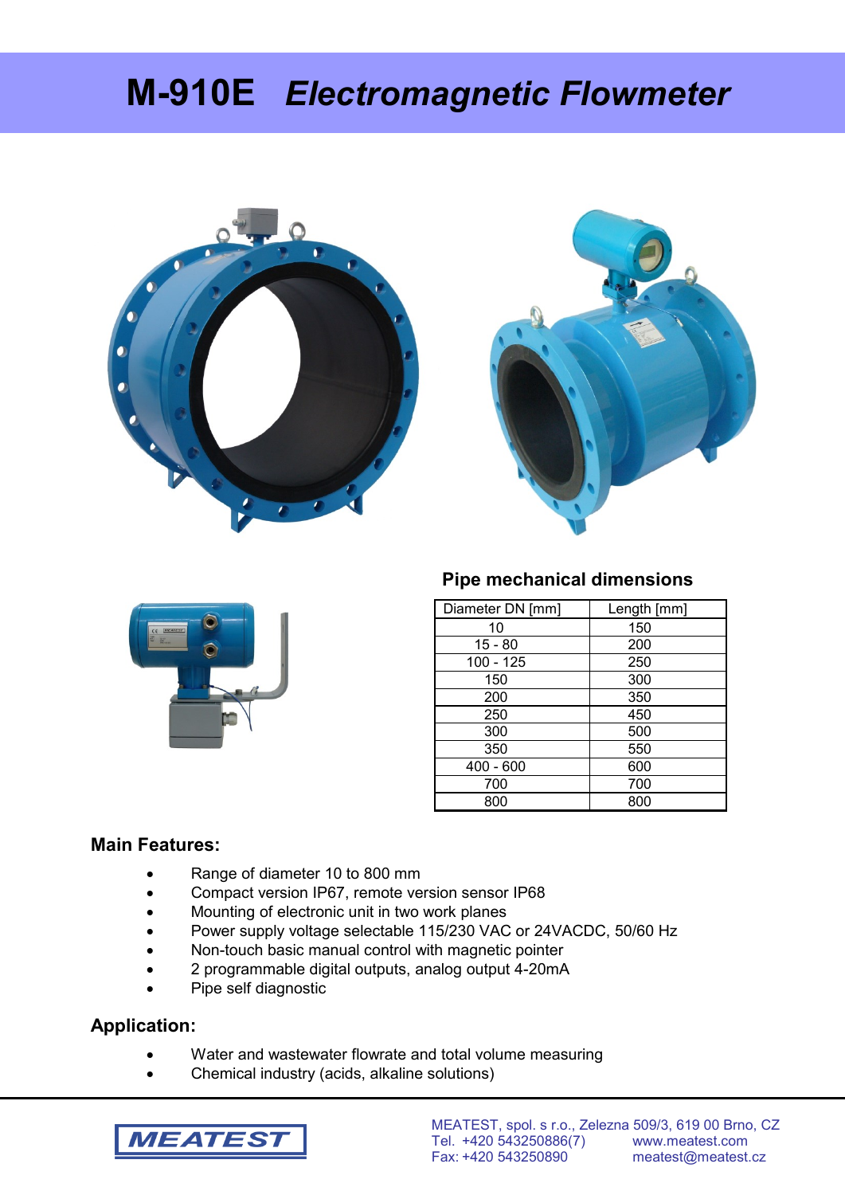# M-910E *Electromagnetic Flowmeter*

## Pipe mechanical dimensions

| Diameter DN [mm] | Length [mm] |
|---|---|
| 10 | 150 |
| 15 - 80 | 200 |
| 100 - 125 | 250 |
| 150 | 300 |
| 200 | 350 |
| 250 | 450 |
| 300 | 500 |
| 350 | 550 |
| 400 - 600 | 600 |
| 700 | 700 |
| 800 | 800 |

## Main Features:

- Range of diameter 10 to 800 mm
- Compact version IP67, remote version sensor IP68
- Mounting of electronic unit in two work planes
- Power supply voltage selectable 115/230 VAC or 24VACDC, 50/60 Hz
- Non-touch basic manual control with magnetic pointer
- 2 programmable digital outputs, analog output 4-20mA
- Pipe self diagnostic

## Application:

- Water and wastewater flowrate and total volume measuring
- Chemical industry (acids, alkaline solutions)

MEATEST

MEATEST, spol. s r.o., Zelezna 509/3, 619 00 Brno, CZ
Tel. +420 543250886(7) www.meatest.com
Fax: +420 543250890 meatest@meatest.cz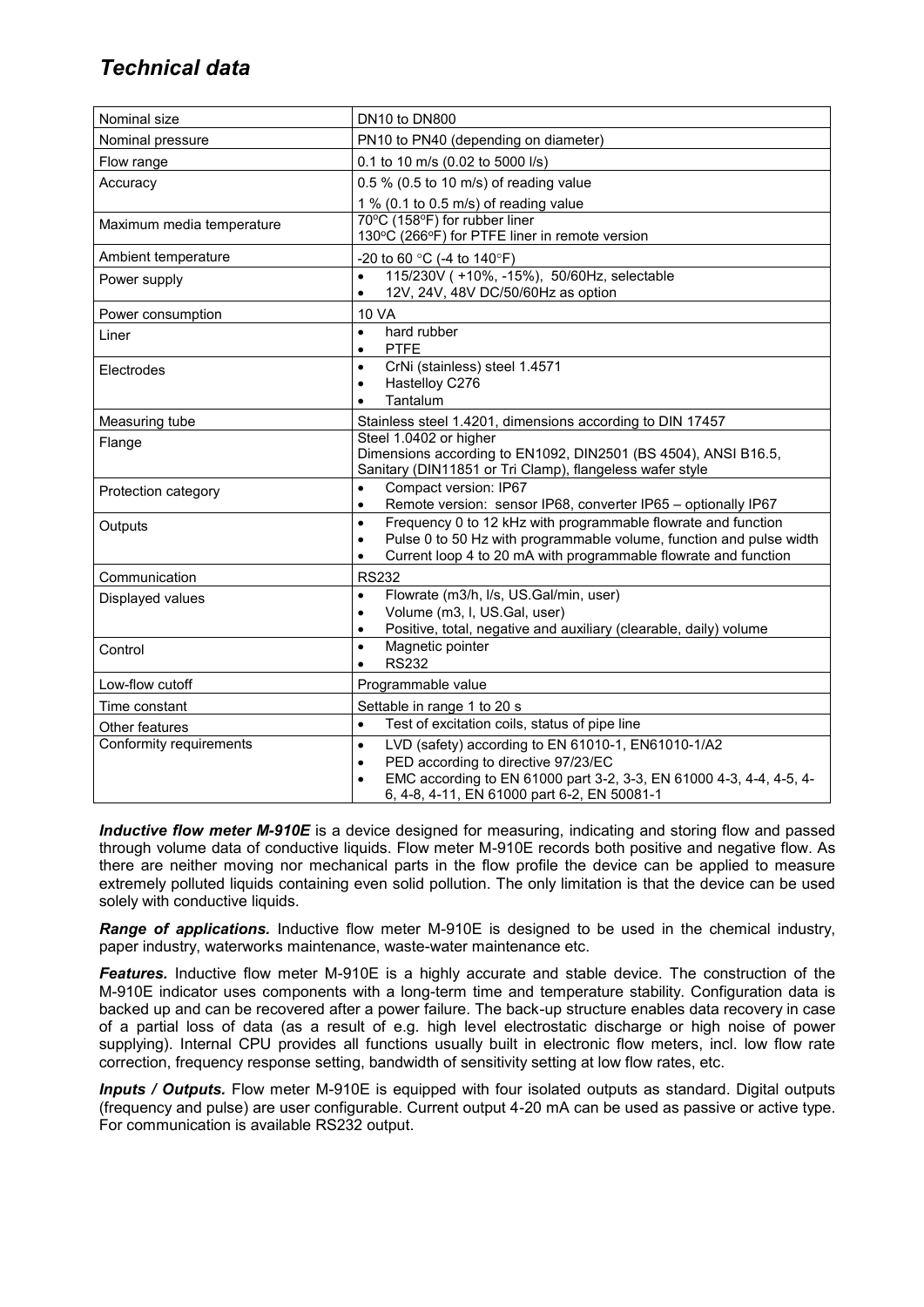## *Technical data*

| | |
|---|---|
| Nominal size | DN10 to DN800 |
| Nominal pressure | PN10 to PN40 (depending on diameter) |
| Flow range | 0.1 to 10 m/s (0.02 to 5000 l/s) |
| Accuracy | 0.5 % (0.5 to 10 m/s) of reading value<br>1 % (0.1 to 0.5 m/s) of reading value |
| Maximum media temperature | 70°C (158°F) for rubber liner<br>130°C (266°F) for PTFE liner in remote version |
| Ambient temperature | -20 to 60 °C (-4 to 140°F) |
| Power supply | • 115/230V ( +10%, -15%), 50/60Hz, selectable<br>• 12V, 24V, 48V DC/50/60Hz as option |
| Power consumption | 10 VA |
| Liner | • hard rubber<br>• PTFE |
| Electrodes | • CrNi (stainless) steel 1.4571<br>• Hastelloy C276<br>• Tantalum |
| Measuring tube | Stainless steel 1.4201, dimensions according to DIN 17457 |
| Flange | Steel 1.0402 or higher<br>Dimensions according to EN1092, DIN2501 (BS 4504), ANSI B16.5, Sanitary (DIN11851 or Tri Clamp), flangeless wafer style |
| Protection category | • Compact version: IP67<br>• Remote version: sensor IP68, converter IP65 – optionally IP67 |
| Outputs | • Frequency 0 to 12 kHz with programmable flowrate and function<br>• Pulse 0 to 50 Hz with programmable volume, function and pulse width<br>• Current loop 4 to 20 mA with programmable flowrate and function |
| Communication | RS232 |
| Displayed values | • Flowrate (m3/h, l/s, US.Gal/min, user)<br>• Volume (m3, l, US.Gal, user)<br>• Positive, total, negative and auxiliary (clearable, daily) volume |
| Control | • Magnetic pointer<br>• RS232 |
| Low-flow cutoff | Programmable value |
| Time constant | Settable in range 1 to 20 s |
| Other features | • Test of excitation coils, status of pipe line |
| Conformity requirements | • LVD (safety) according to EN 61010-1, EN61010-1/A2<br>• PED according to directive 97/23/EC<br>• EMC according to EN 61000 part 3-2, 3-3, EN 61000 4-3, 4-4, 4-5, 4-6, 4-8, 4-11, EN 61000 part 6-2, EN 50081-1 |

***Inductive flow meter M-910E*** is a device designed for measuring, indicating and storing flow and passed through volume data of conductive liquids. Flow meter M-910E records both positive and negative flow. As there are neither moving nor mechanical parts in the flow profile the device can be applied to measure extremely polluted liquids containing even solid pollution. The only limitation is that the device can be used solely with conductive liquids.

***Range of applications.*** Inductive flow meter M-910E is designed to be used in the chemical industry, paper industry, waterworks maintenance, waste-water maintenance etc.

***Features.*** Inductive flow meter M-910E is a highly accurate and stable device. The construction of the M-910E indicator uses components with a long-term time and temperature stability. Configuration data is backed up and can be recovered after a power failure. The back-up structure enables data recovery in case of a partial loss of data (as a result of e.g. high level electrostatic discharge or high noise of power supplying). Internal CPU provides all functions usually built in electronic flow meters, incl. low flow rate correction, frequency response setting, bandwidth of sensitivity setting at low flow rates, etc.

***Inputs / Outputs.*** Flow meter M-910E is equipped with four isolated outputs as standard. Digital outputs (frequency and pulse) are user configurable. Current output 4-20 mA can be used as passive or active type. For communication is available RS232 output.